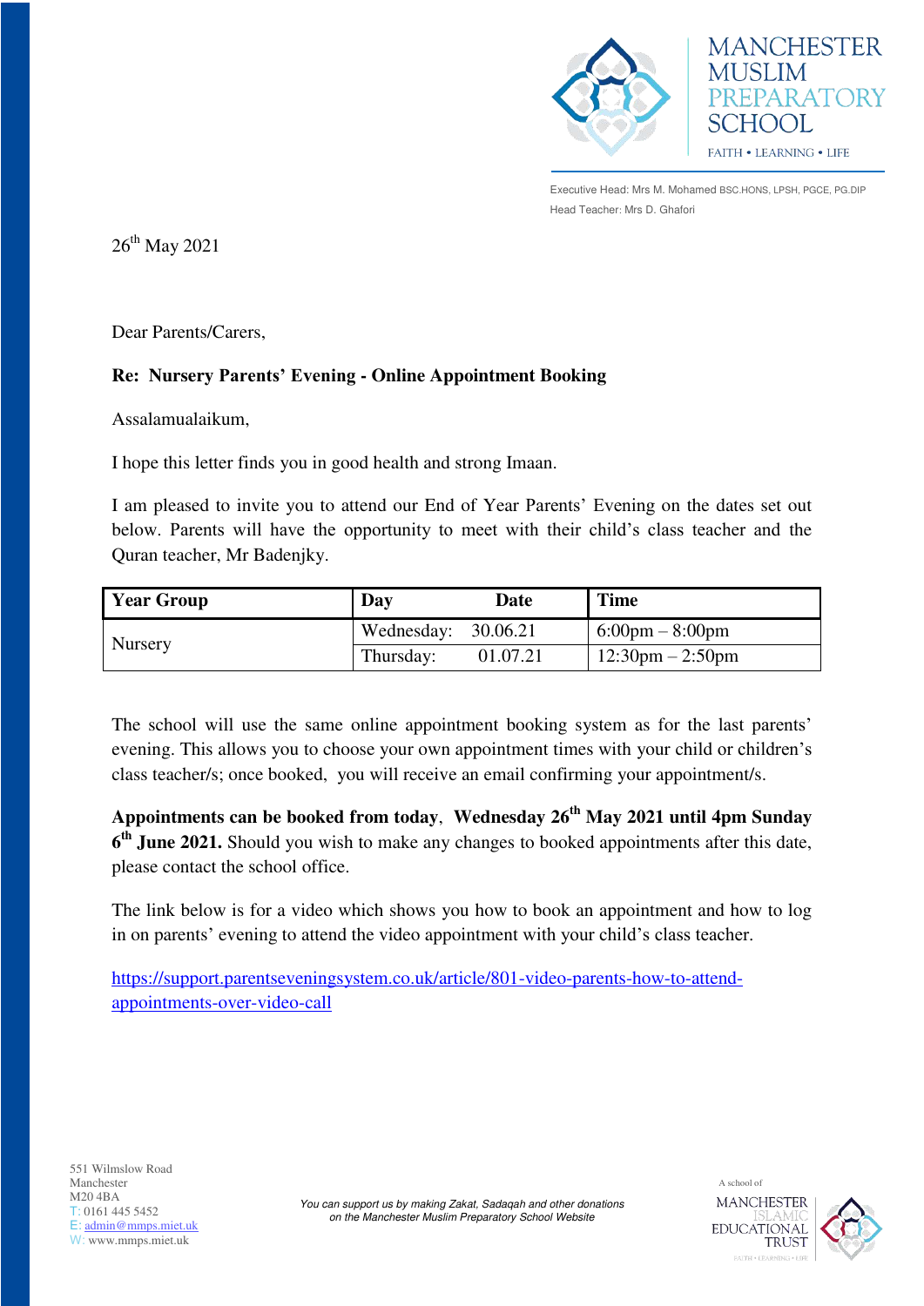# MANCHESTER MUSLIM PREPARATORY SCHOOL

FAITH • LEARNING • LIFE

Executive Head: Mrs M. Mohamed BSC.HONS, LPSH, PGCE, PG.DIP
Head Teacher: Mrs D. Ghafori

26th May 2021

Dear Parents/Carers,

**Re: Nursery Parents' Evening - Online Appointment Booking**

Assalamualaikum,

I hope this letter finds you in good health and strong Imaan.

I am pleased to invite you to attend our End of Year Parents' Evening on the dates set out below. Parents will have the opportunity to meet with their child's class teacher and the Quran teacher, Mr Badenjky.

| Year Group | Day | Date | Time |
|---|---|---|---|
| Nursery | Wednesday: | 30.06.21 | 6:00pm – 8:00pm |
| | Thursday: | 01.07.21 | 12:30pm – 2:50pm |

The school will use the same online appointment booking system as for the last parents' evening. This allows you to choose your own appointment times with your child or children's class teacher/s; once booked, you will receive an email confirming your appointment/s.

**Appointments can be booked from today, Wednesday 26th May 2021 until 4pm Sunday 6th June 2021.** Should you wish to make any changes to booked appointments after this date, please contact the school office.

The link below is for a video which shows you how to book an appointment and how to log in on parents' evening to attend the video appointment with your child's class teacher.

https://support.parentseveningsystem.co.uk/article/801-video-parents-how-to-attend-appointments-over-video-call

551 Wilmslow Road
Manchester
M20 4BA
T: 0161 445 5452
E: admin@mmps.miet.uk
W: www.mmps.miet.uk

*You can support us by making Zakat, Sadaqah and other donations on the Manchester Muslim Preparatory School Website*

A school of MANCHESTER ISLAMIC EDUCATIONAL TRUST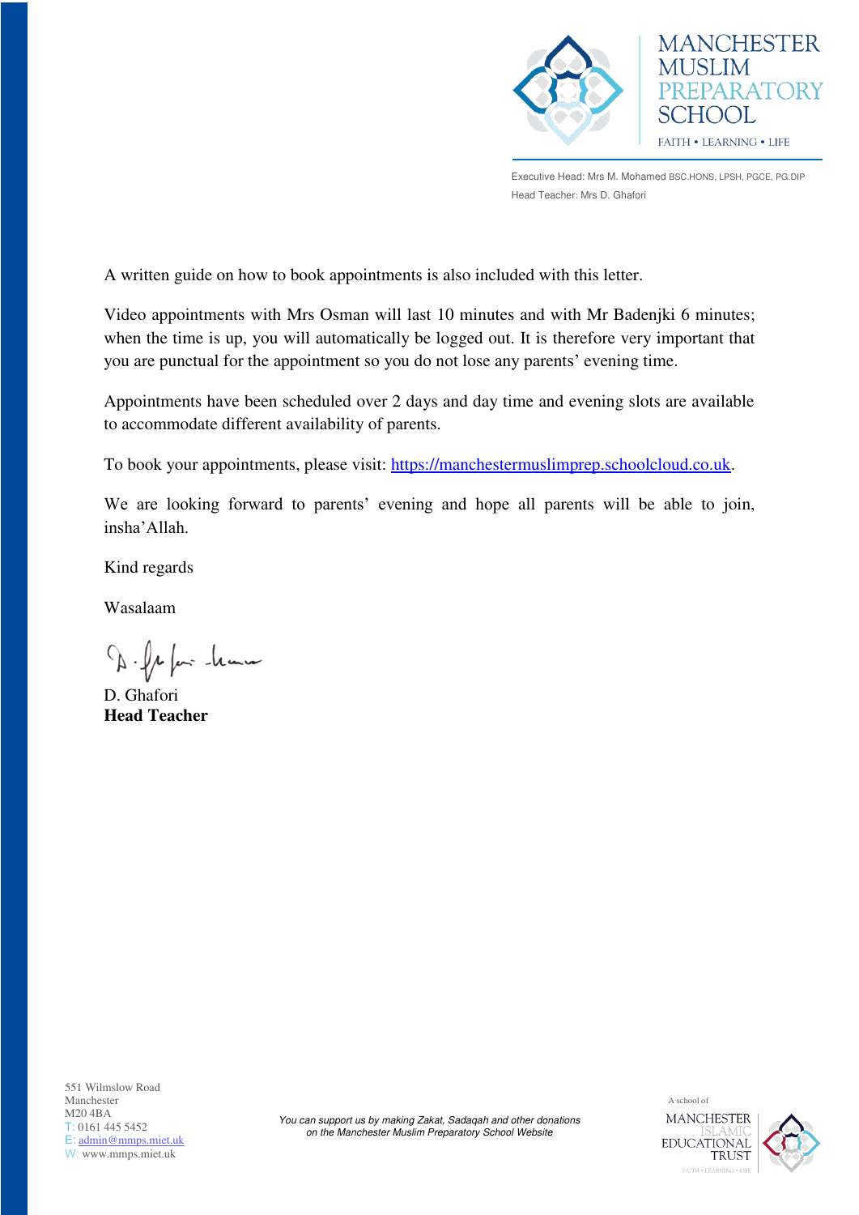Executive Head: Mrs M. Mohamed BSC.HONS, LPSH, PGCE, PG.DIP
Head Teacher: Mrs D. Ghafori

A written guide on how to book appointments is also included with this letter.

Video appointments with Mrs Osman will last 10 minutes and with Mr Badenjki 6 minutes; when the time is up, you will automatically be logged out. It is therefore very important that you are punctual for the appointment so you do not lose any parents' evening time.

Appointments have been scheduled over 2 days and day time and evening slots are available to accommodate different availability of parents.

To book your appointments, please visit: https://manchestermuslimprep.schoolcloud.co.uk.

We are looking forward to parents' evening and hope all parents will be able to join, insha'Allah.

Kind regards

Wasalaam

D. Ghafori
**Head Teacher**

551 Wilmslow Road
Manchester
M20 4BA
T: 0161 445 5452
E: admin@mmps.miet.uk
W: www.mmps.miet.uk

*You can support us by making Zakat, Sadaqah and other donations on the Manchester Muslim Preparatory School Website*

A school of Manchester Islamic Educational Trust